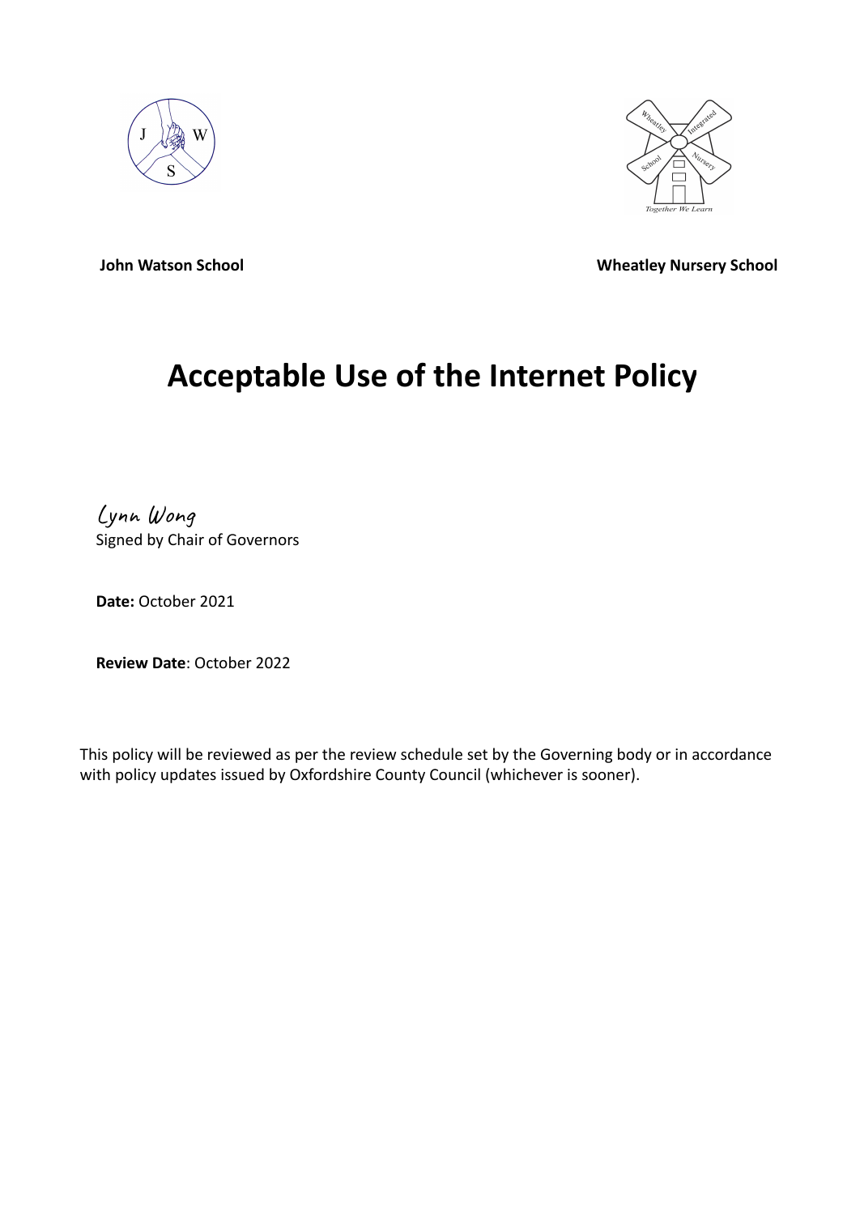**John Watson School** **Wheatley Nursery School**

# Acceptable Use of the Internet Policy

Lynn Wong
Signed by Chair of Governors

**Date:** October 2021

**Review Date**: October 2022

This policy will be reviewed as per the review schedule set by the Governing body or in accordance with policy updates issued by Oxfordshire County Council (whichever is sooner).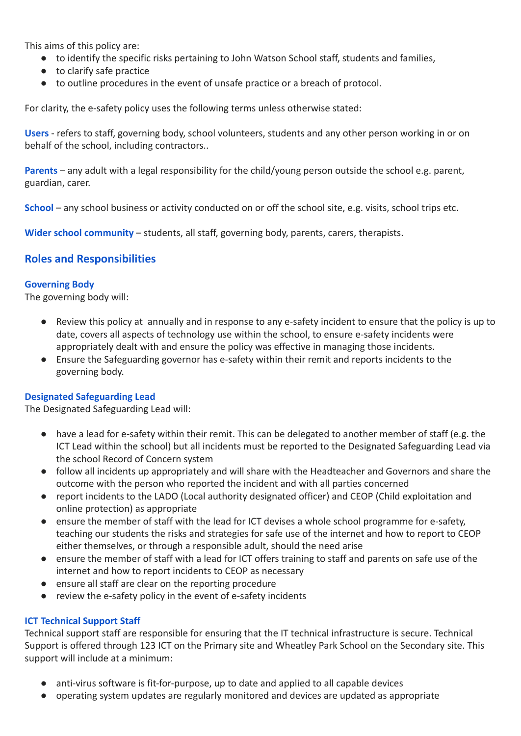This aims of this policy are:

- to identify the specific risks pertaining to John Watson School staff, students and families,
- to clarify safe practice
- to outline procedures in the event of unsafe practice or a breach of protocol.

For clarity, the e-safety policy uses the following terms unless otherwise stated:

**Users** - refers to staff, governing body, school volunteers, students and any other person working in or on behalf of the school, including contractors..

**Parents** – any adult with a legal responsibility for the child/young person outside the school e.g. parent, guardian, carer.

**School** – any school business or activity conducted on or off the school site, e.g. visits, school trips etc.

**Wider school community** – students, all staff, governing body, parents, carers, therapists.

## Roles and Responsibilities

### Governing Body

The governing body will:

- Review this policy at annually and in response to any e-safety incident to ensure that the policy is up to date, covers all aspects of technology use within the school, to ensure e-safety incidents were appropriately dealt with and ensure the policy was effective in managing those incidents.
- Ensure the Safeguarding governor has e-safety within their remit and reports incidents to the governing body.

### Designated Safeguarding Lead

The Designated Safeguarding Lead will:

- have a lead for e-safety within their remit. This can be delegated to another member of staff (e.g. the ICT Lead within the school) but all incidents must be reported to the Designated Safeguarding Lead via the school Record of Concern system
- follow all incidents up appropriately and will share with the Headteacher and Governors and share the outcome with the person who reported the incident and with all parties concerned
- report incidents to the LADO (Local authority designated officer) and CEOP (Child exploitation and online protection) as appropriate
- ensure the member of staff with the lead for ICT devises a whole school programme for e-safety, teaching our students the risks and strategies for safe use of the internet and how to report to CEOP either themselves, or through a responsible adult, should the need arise
- ensure the member of staff with a lead for ICT offers training to staff and parents on safe use of the internet and how to report incidents to CEOP as necessary
- ensure all staff are clear on the reporting procedure
- review the e-safety policy in the event of e-safety incidents

### ICT Technical Support Staff

Technical support staff are responsible for ensuring that the IT technical infrastructure is secure. Technical Support is offered through 123 ICT on the Primary site and Wheatley Park School on the Secondary site. This support will include at a minimum:

- anti-virus software is fit-for-purpose, up to date and applied to all capable devices
- operating system updates are regularly monitored and devices are updated as appropriate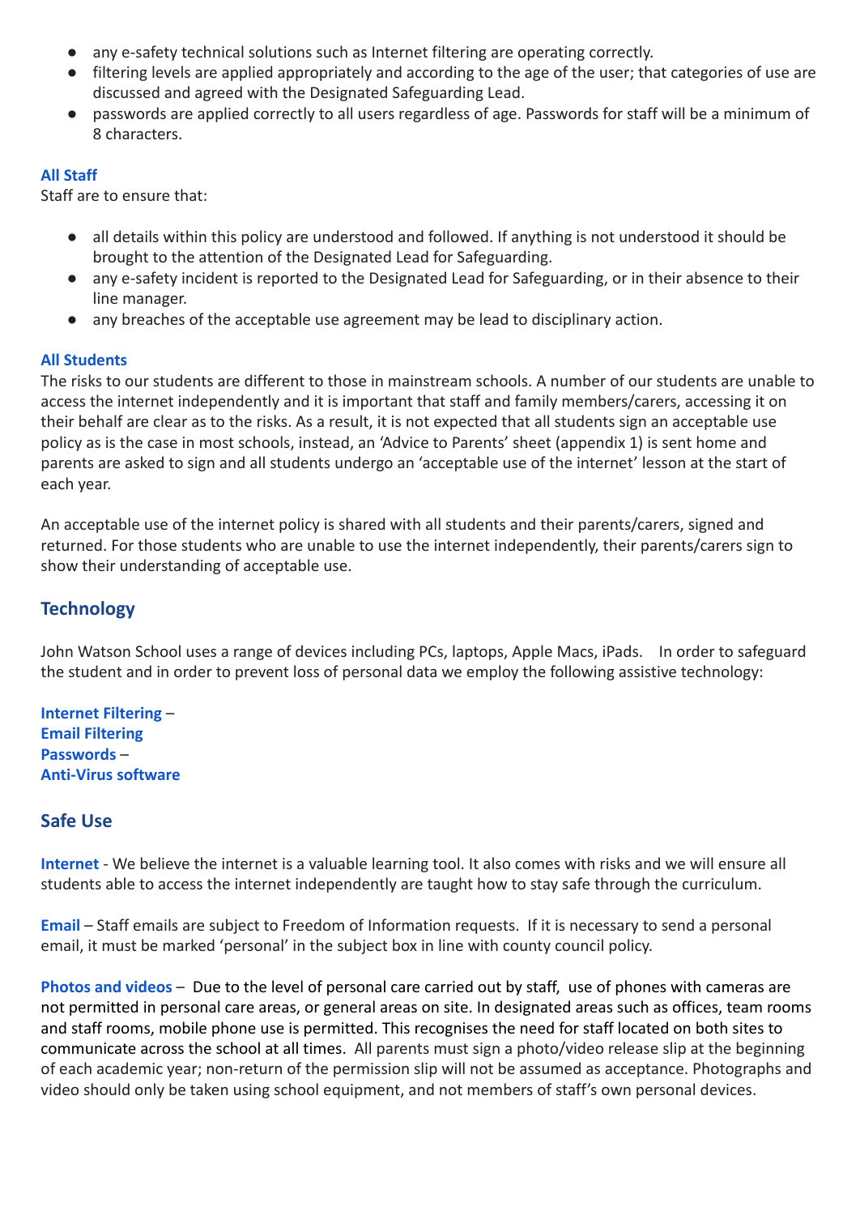- any e-safety technical solutions such as Internet filtering are operating correctly.
- filtering levels are applied appropriately and according to the age of the user; that categories of use are discussed and agreed with the Designated Safeguarding Lead.
- passwords are applied correctly to all users regardless of age. Passwords for staff will be a minimum of 8 characters.

### All Staff

Staff are to ensure that:

- all details within this policy are understood and followed. If anything is not understood it should be brought to the attention of the Designated Lead for Safeguarding.
- any e-safety incident is reported to the Designated Lead for Safeguarding, or in their absence to their line manager.
- any breaches of the acceptable use agreement may be lead to disciplinary action.

### All Students

The risks to our students are different to those in mainstream schools. A number of our students are unable to access the internet independently and it is important that staff and family members/carers, accessing it on their behalf are clear as to the risks. As a result, it is not expected that all students sign an acceptable use policy as is the case in most schools, instead, an 'Advice to Parents' sheet (appendix 1) is sent home and parents are asked to sign and all students undergo an 'acceptable use of the internet' lesson at the start of each year.

An acceptable use of the internet policy is shared with all students and their parents/carers, signed and returned. For those students who are unable to use the internet independently, their parents/carers sign to show their understanding of acceptable use.

## Technology

John Watson School uses a range of devices including PCs, laptops, Apple Macs, iPads. In order to safeguard the student and in order to prevent loss of personal data we employ the following assistive technology:

**Internet Filtering** –
**Email Filtering**
**Passwords** –
**Anti-Virus software**

## Safe Use

**Internet** - We believe the internet is a valuable learning tool. It also comes with risks and we will ensure all students able to access the internet independently are taught how to stay safe through the curriculum.

**Email** – Staff emails are subject to Freedom of Information requests. If it is necessary to send a personal email, it must be marked 'personal' in the subject box in line with county council policy.

**Photos and videos** – Due to the level of personal care carried out by staff, use of phones with cameras are not permitted in personal care areas, or general areas on site. In designated areas such as offices, team rooms and staff rooms, mobile phone use is permitted. This recognises the need for staff located on both sites to communicate across the school at all times. All parents must sign a photo/video release slip at the beginning of each academic year; non-return of the permission slip will not be assumed as acceptance. Photographs and video should only be taken using school equipment, and not members of staff's own personal devices.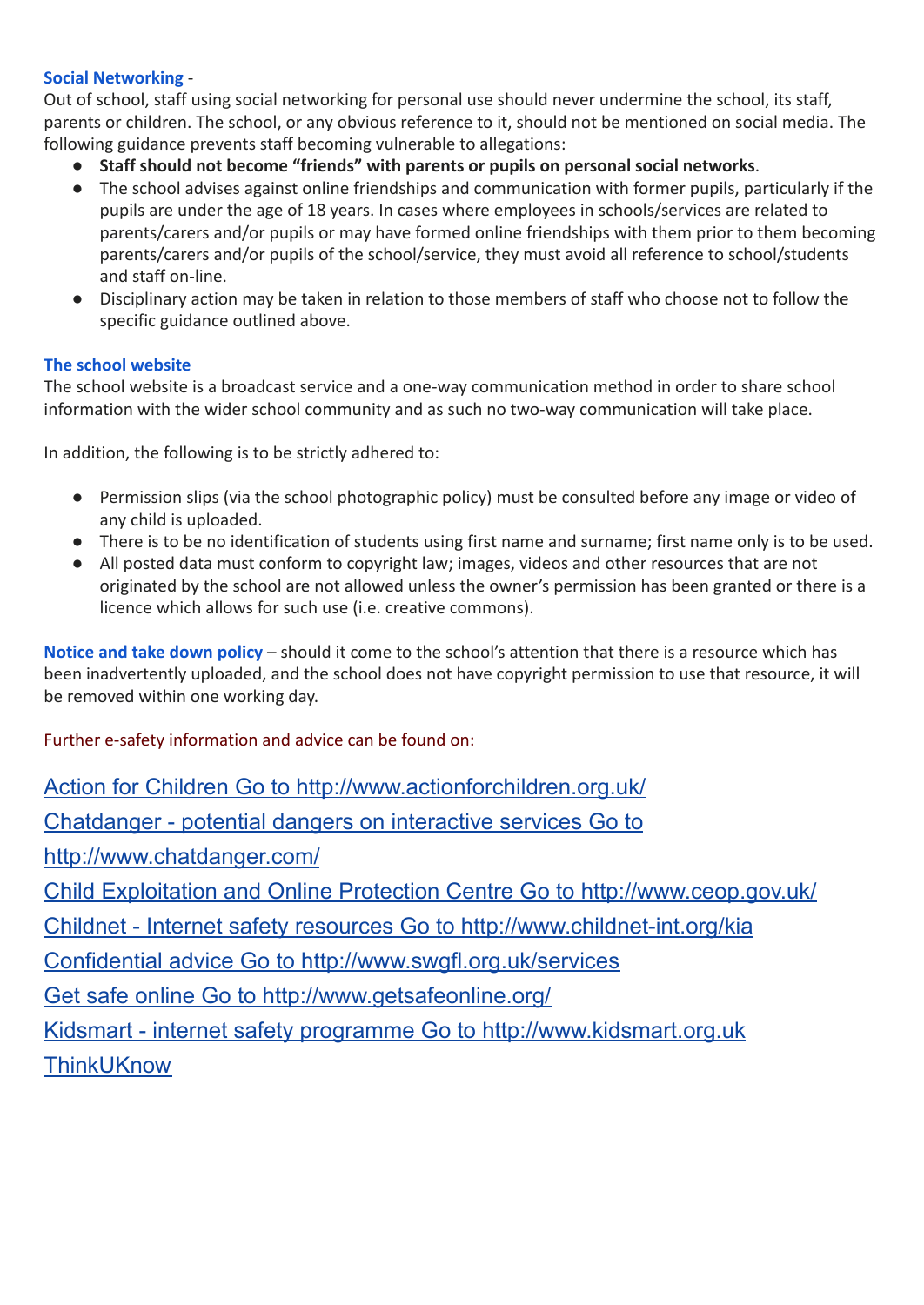**Social Networking** -
Out of school, staff using social networking for personal use should never undermine the school, its staff, parents or children. The school, or any obvious reference to it, should not be mentioned on social media. The following guidance prevents staff becoming vulnerable to allegations:

- **Staff should not become "friends" with parents or pupils on personal social networks**.
- The school advises against online friendships and communication with former pupils, particularly if the pupils are under the age of 18 years. In cases where employees in schools/services are related to parents/carers and/or pupils or may have formed online friendships with them prior to them becoming parents/carers and/or pupils of the school/service, they must avoid all reference to school/students and staff on-line.
- Disciplinary action may be taken in relation to those members of staff who choose not to follow the specific guidance outlined above.

**The school website**
The school website is a broadcast service and a one-way communication method in order to share school information with the wider school community and as such no two-way communication will take place.

In addition, the following is to be strictly adhered to:

- Permission slips (via the school photographic policy) must be consulted before any image or video of any child is uploaded.
- There is to be no identification of students using first name and surname; first name only is to be used.
- All posted data must conform to copyright law; images, videos and other resources that are not originated by the school are not allowed unless the owner's permission has been granted or there is a licence which allows for such use (i.e. creative commons).

**Notice and take down policy** – should it come to the school's attention that there is a resource which has been inadvertently uploaded, and the school does not have copyright permission to use that resource, it will be removed within one working day.

Further e-safety information and advice can be found on:

Action for Children Go to http://www.actionforchildren.org.uk/
Chatdanger - potential dangers on interactive services Go to http://www.chatdanger.com/
Child Exploitation and Online Protection Centre Go to http://www.ceop.gov.uk/
Childnet - Internet safety resources Go to http://www.childnet-int.org/kia
Confidential advice Go to http://www.swgfl.org.uk/services
Get safe online Go to http://www.getsafeonline.org/
Kidsmart - internet safety programme Go to http://www.kidsmart.org.uk
ThinkUKnow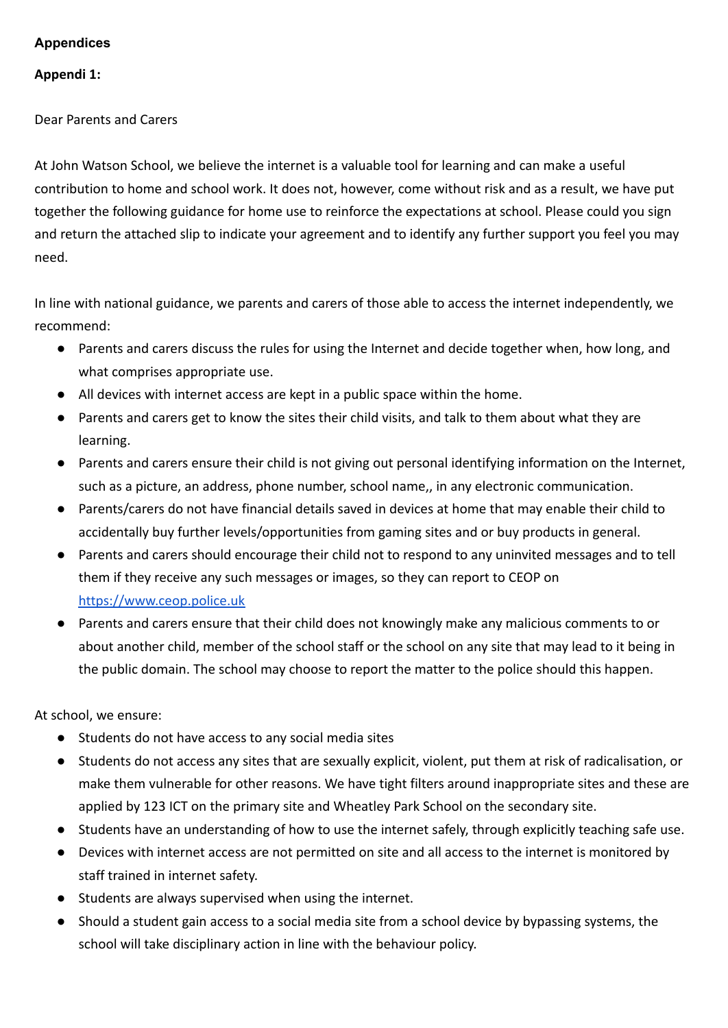**Appendices**

**Appendi 1:**

Dear Parents and Carers

At John Watson School, we believe the internet is a valuable tool for learning and can make a useful contribution to home and school work. It does not, however, come without risk and as a result, we have put together the following guidance for home use to reinforce the expectations at school. Please could you sign and return the attached slip to indicate your agreement and to identify any further support you feel you may need.

In line with national guidance, we parents and carers of those able to access the internet independently, we recommend:

- Parents and carers discuss the rules for using the Internet and decide together when, how long, and what comprises appropriate use.
- All devices with internet access are kept in a public space within the home.
- Parents and carers get to know the sites their child visits, and talk to them about what they are learning.
- Parents and carers ensure their child is not giving out personal identifying information on the Internet, such as a picture, an address, phone number, school name,, in any electronic communication.
- Parents/carers do not have financial details saved in devices at home that may enable their child to accidentally buy further levels/opportunities from gaming sites and or buy products in general.
- Parents and carers should encourage their child not to respond to any uninvited messages and to tell them if they receive any such messages or images, so they can report to CEOP on https://www.ceop.police.uk
- Parents and carers ensure that their child does not knowingly make any malicious comments to or about another child, member of the school staff or the school on any site that may lead to it being in the public domain. The school may choose to report the matter to the police should this happen.

At school, we ensure:

- Students do not have access to any social media sites
- Students do not access any sites that are sexually explicit, violent, put them at risk of radicalisation, or make them vulnerable for other reasons. We have tight filters around inappropriate sites and these are applied by 123 ICT on the primary site and Wheatley Park School on the secondary site.
- Students have an understanding of how to use the internet safely, through explicitly teaching safe use.
- Devices with internet access are not permitted on site and all access to the internet is monitored by staff trained in internet safety.
- Students are always supervised when using the internet.
- Should a student gain access to a social media site from a school device by bypassing systems, the school will take disciplinary action in line with the behaviour policy.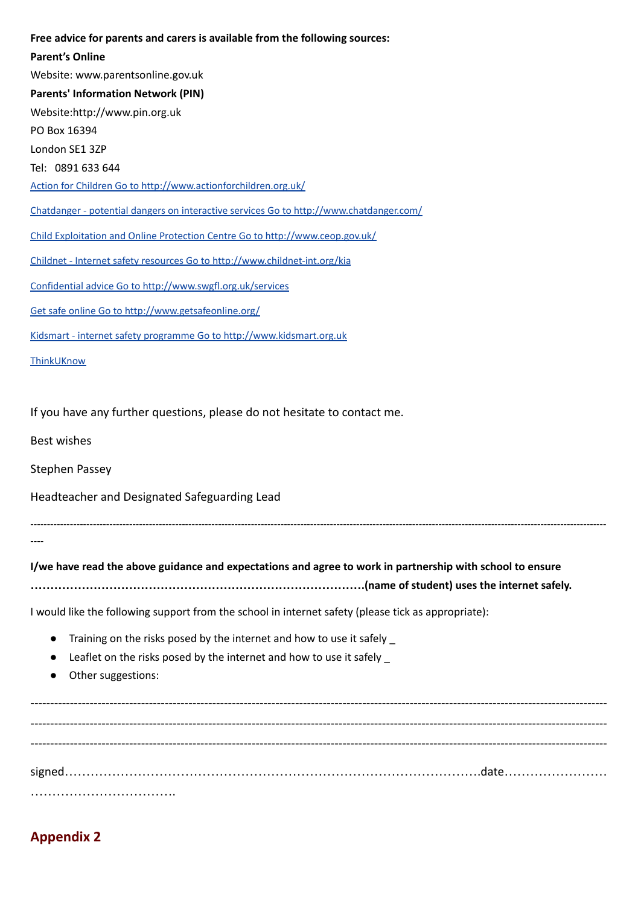**Free advice for parents and carers is available from the following sources:**

**Parent's Online**

Website: www.parentsonline.gov.uk

**Parents' Information Network (PIN)**

Website:http://www.pin.org.uk

PO Box 16394

London SE1 3ZP

Tel: 0891 633 644

[Action for Children Go to http://www.actionforchildren.org.uk/](http://www.actionforchildren.org.uk/)

[Chatdanger - potential dangers on interactive services Go to http://www.chatdanger.com/](http://www.chatdanger.com/)

[Child Exploitation and Online Protection Centre Go to http://www.ceop.gov.uk/](http://www.ceop.gov.uk/)

[Childnet - Internet safety resources Go to http://www.childnet-int.org/kia](http://www.childnet-int.org/kia)

[Confidential advice Go to http://www.swgfl.org.uk/services](http://www.swgfl.org.uk/services)

[Get safe online Go to http://www.getsafeonline.org/](http://www.getsafeonline.org/)

[Kidsmart - internet safety programme Go to http://www.kidsmart.org.uk](http://www.kidsmart.org.uk)

ThinkUKnow

If you have any further questions, please do not hesitate to contact me.

Best wishes

Stephen Passey

Headteacher and Designated Safeguarding Lead

---

**I/we have read the above guidance and expectations and agree to work in partnership with school to ensure …………………………………………………………………………(name of student) uses the internet safely.**

I would like the following support from the school in internet safety (please tick as appropriate):

- Training on the risks posed by the internet and how to use it safely _
- Leaflet on the risks posed by the internet and how to use it safely _
- Other suggestions:

---

---

---

signed……………………………………………………………………………………date………………………………………………………….

## Appendix 2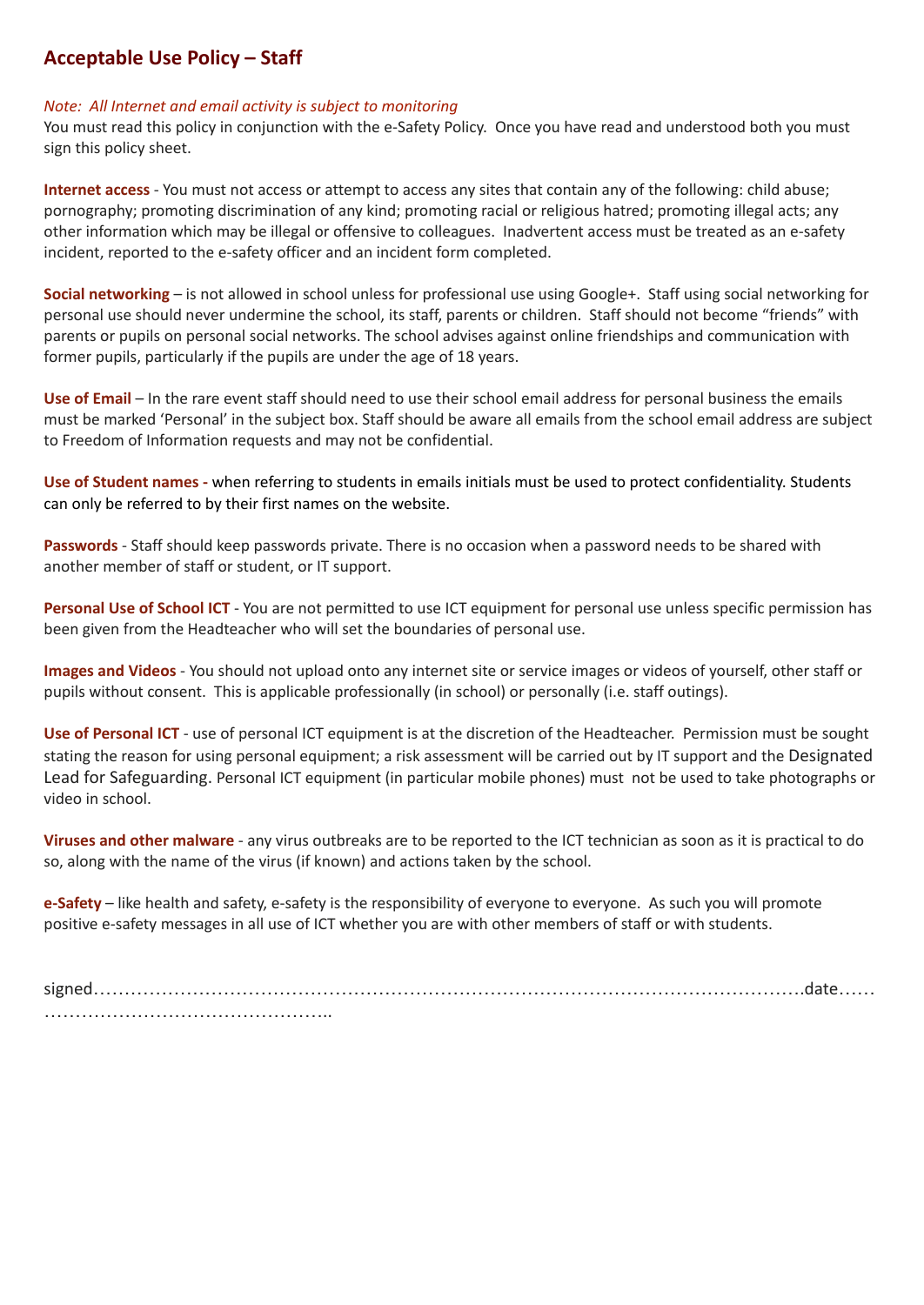## Acceptable Use Policy – Staff

*Note: All Internet and email activity is subject to monitoring*

You must read this policy in conjunction with the e-Safety Policy. Once you have read and understood both you must sign this policy sheet.

**Internet access** - You must not access or attempt to access any sites that contain any of the following: child abuse; pornography; promoting discrimination of any kind; promoting racial or religious hatred; promoting illegal acts; any other information which may be illegal or offensive to colleagues. Inadvertent access must be treated as an e-safety incident, reported to the e-safety officer and an incident form completed.

**Social networking** – is not allowed in school unless for professional use using Google+. Staff using social networking for personal use should never undermine the school, its staff, parents or children. Staff should not become "friends" with parents or pupils on personal social networks. The school advises against online friendships and communication with former pupils, particularly if the pupils are under the age of 18 years.

**Use of Email** – In the rare event staff should need to use their school email address for personal business the emails must be marked 'Personal' in the subject box. Staff should be aware all emails from the school email address are subject to Freedom of Information requests and may not be confidential.

**Use of Student names -** when referring to students in emails initials must be used to protect confidentiality. Students can only be referred to by their first names on the website.

**Passwords** - Staff should keep passwords private. There is no occasion when a password needs to be shared with another member of staff or student, or IT support.

**Personal Use of School ICT** - You are not permitted to use ICT equipment for personal use unless specific permission has been given from the Headteacher who will set the boundaries of personal use.

**Images and Videos** - You should not upload onto any internet site or service images or videos of yourself, other staff or pupils without consent. This is applicable professionally (in school) or personally (i.e. staff outings).

**Use of Personal ICT** - use of personal ICT equipment is at the discretion of the Headteacher. Permission must be sought stating the reason for using personal equipment; a risk assessment will be carried out by IT support and the Designated Lead for Safeguarding. Personal ICT equipment (in particular mobile phones) must not be used to take photographs or video in school.

**Viruses and other malware** - any virus outbreaks are to be reported to the ICT technician as soon as it is practical to do so, along with the name of the virus (if known) and actions taken by the school.

**e-Safety** – like health and safety, e-safety is the responsibility of everyone to everyone. As such you will promote positive e-safety messages in all use of ICT whether you are with other members of staff or with students.

signed…………………………………………………………………………………………………………date…………………………………………………..